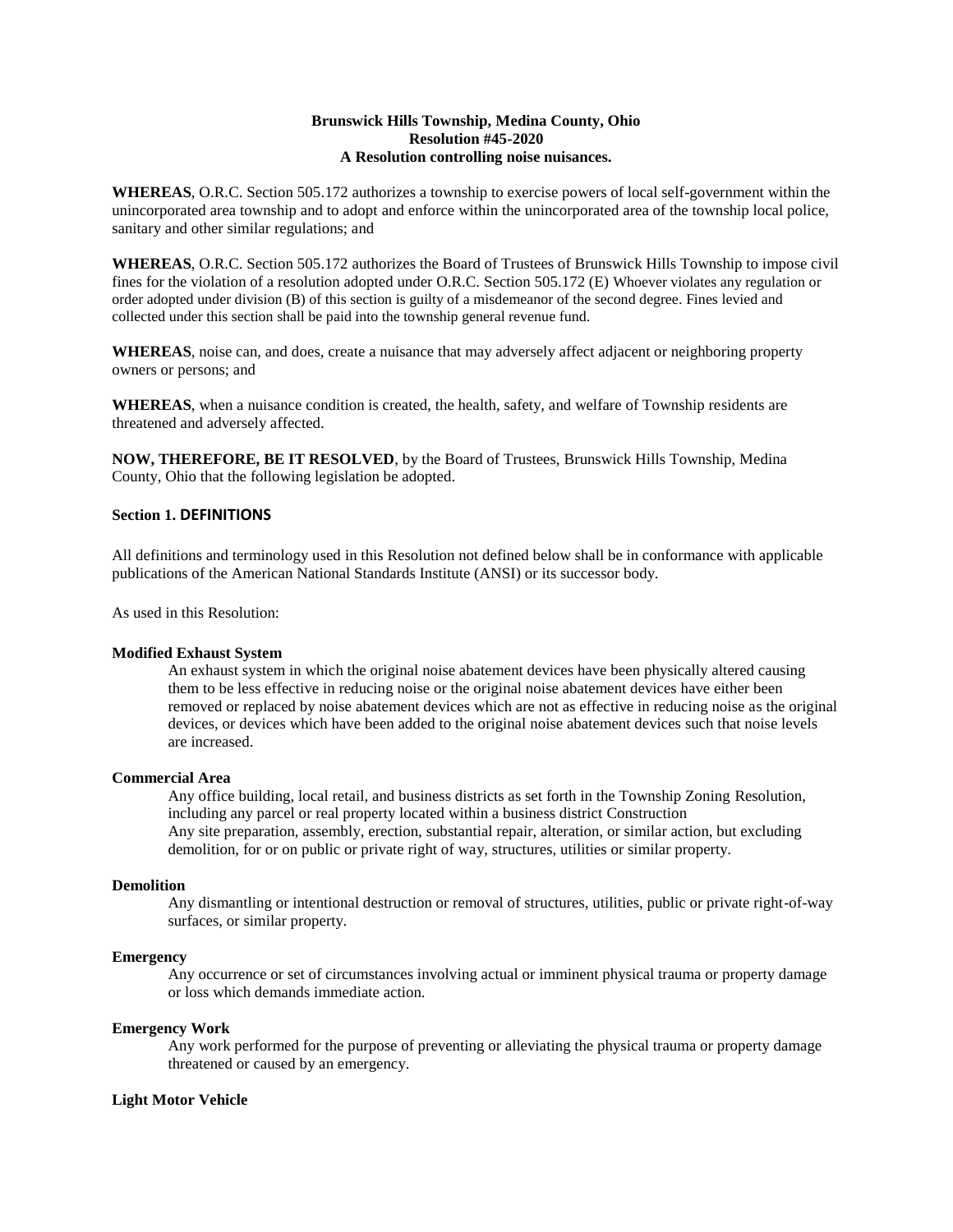**Brunswick Hills Township, Medina County, Ohio**
**Resolution #45-2020**
**A Resolution controlling noise nuisances.**

**WHEREAS**, O.R.C. Section 505.172 authorizes a township to exercise powers of local self-government within the unincorporated area township and to adopt and enforce within the unincorporated area of the township local police, sanitary and other similar regulations; and

**WHEREAS**, O.R.C. Section 505.172 authorizes the Board of Trustees of Brunswick Hills Township to impose civil fines for the violation of a resolution adopted under O.R.C. Section 505.172 (E) Whoever violates any regulation or order adopted under division (B) of this section is guilty of a misdemeanor of the second degree. Fines levied and collected under this section shall be paid into the township general revenue fund.

**WHEREAS**, noise can, and does, create a nuisance that may adversely affect adjacent or neighboring property owners or persons; and

**WHEREAS**, when a nuisance condition is created, the health, safety, and welfare of Township residents are threatened and adversely affected.

**NOW, THEREFORE, BE IT RESOLVED**, by the Board of Trustees, Brunswick Hills Township, Medina County, Ohio that the following legislation be adopted.

## Section 1. DEFINITIONS

All definitions and terminology used in this Resolution not defined below shall be in conformance with applicable publications of the American National Standards Institute (ANSI) or its successor body.

As used in this Resolution:

**Modified Exhaust System**

An exhaust system in which the original noise abatement devices have been physically altered causing them to be less effective in reducing noise or the original noise abatement devices have either been removed or replaced by noise abatement devices which are not as effective in reducing noise as the original devices, or devices which have been added to the original noise abatement devices such that noise levels are increased.

**Commercial Area**

Any office building, local retail, and business districts as set forth in the Township Zoning Resolution, including any parcel or real property located within a business district Construction
Any site preparation, assembly, erection, substantial repair, alteration, or similar action, but excluding demolition, for or on public or private right of way, structures, utilities or similar property.

**Demolition**

Any dismantling or intentional destruction or removal of structures, utilities, public or private right-of-way surfaces, or similar property.

**Emergency**

Any occurrence or set of circumstances involving actual or imminent physical trauma or property damage or loss which demands immediate action.

**Emergency Work**

Any work performed for the purpose of preventing or alleviating the physical trauma or property damage threatened or caused by an emergency.

**Light Motor Vehicle**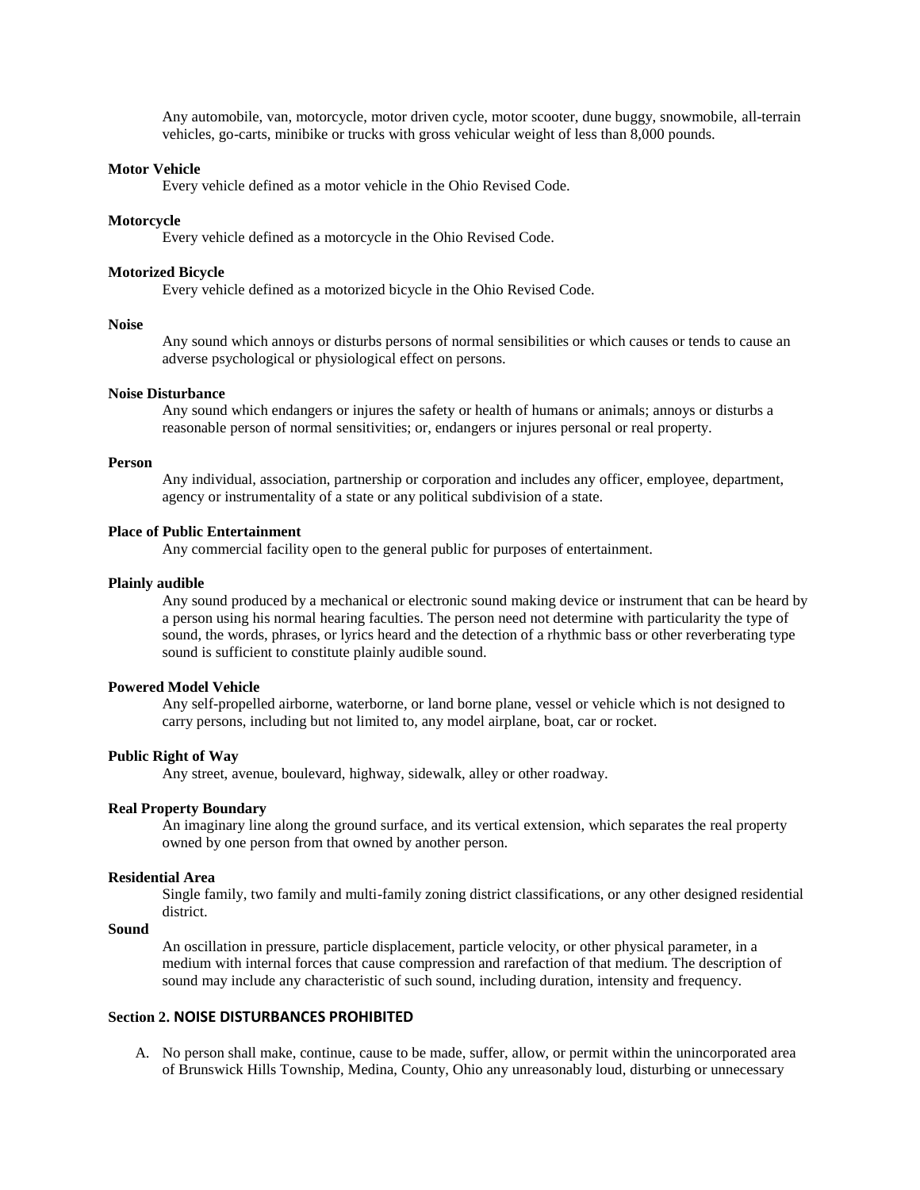Any automobile, van, motorcycle, motor driven cycle, motor scooter, dune buggy, snowmobile, all-terrain vehicles, go-carts, minibike or trucks with gross vehicular weight of less than 8,000 pounds.

**Motor Vehicle**

Every vehicle defined as a motor vehicle in the Ohio Revised Code.

**Motorcycle**

Every vehicle defined as a motorcycle in the Ohio Revised Code.

**Motorized Bicycle**

Every vehicle defined as a motorized bicycle in the Ohio Revised Code.

**Noise**

Any sound which annoys or disturbs persons of normal sensibilities or which causes or tends to cause an adverse psychological or physiological effect on persons.

**Noise Disturbance**

Any sound which endangers or injures the safety or health of humans or animals; annoys or disturbs a reasonable person of normal sensitivities; or, endangers or injures personal or real property.

**Person**

Any individual, association, partnership or corporation and includes any officer, employee, department, agency or instrumentality of a state or any political subdivision of a state.

**Place of Public Entertainment**

Any commercial facility open to the general public for purposes of entertainment.

**Plainly audible**

Any sound produced by a mechanical or electronic sound making device or instrument that can be heard by a person using his normal hearing faculties. The person need not determine with particularity the type of sound, the words, phrases, or lyrics heard and the detection of a rhythmic bass or other reverberating type sound is sufficient to constitute plainly audible sound.

**Powered Model Vehicle**

Any self-propelled airborne, waterborne, or land borne plane, vessel or vehicle which is not designed to carry persons, including but not limited to, any model airplane, boat, car or rocket.

**Public Right of Way**

Any street, avenue, boulevard, highway, sidewalk, alley or other roadway.

**Real Property Boundary**

An imaginary line along the ground surface, and its vertical extension, which separates the real property owned by one person from that owned by another person.

**Residential Area**

Single family, two family and multi-family zoning district classifications, or any other designed residential district.

**Sound**

An oscillation in pressure, particle displacement, particle velocity, or other physical parameter, in a medium with internal forces that cause compression and rarefaction of that medium. The description of sound may include any characteristic of such sound, including duration, intensity and frequency.

## Section 2. NOISE DISTURBANCES PROHIBITED

A. No person shall make, continue, cause to be made, suffer, allow, or permit within the unincorporated area of Brunswick Hills Township, Medina, County, Ohio any unreasonably loud, disturbing or unnecessary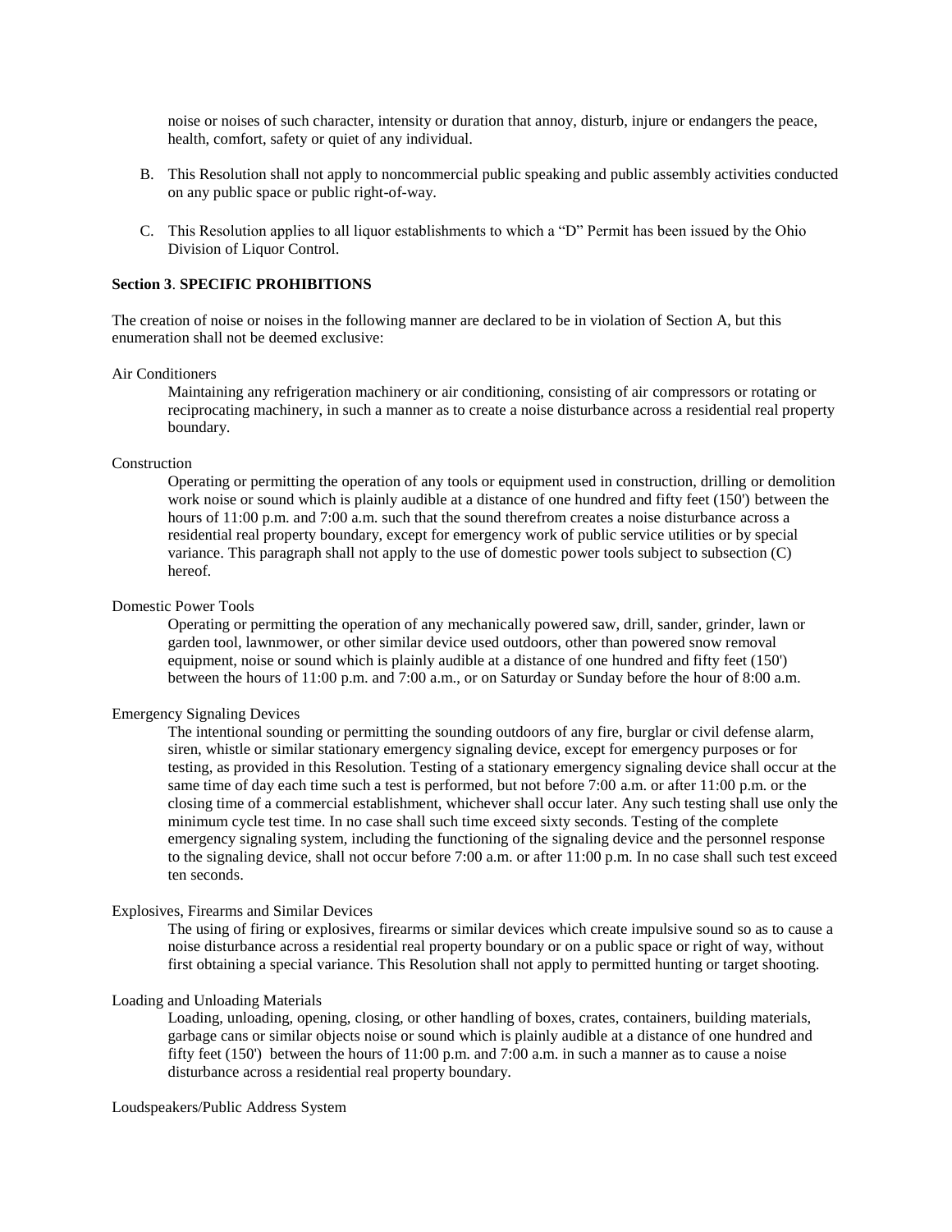noise or noises of such character, intensity or duration that annoy, disturb, injure or endangers the peace, health, comfort, safety or quiet of any individual.

B. This Resolution shall not apply to noncommercial public speaking and public assembly activities conducted on any public space or public right-of-way.

C. This Resolution applies to all liquor establishments to which a "D" Permit has been issued by the Ohio Division of Liquor Control.

**Section 3**. **SPECIFIC PROHIBITIONS**

The creation of noise or noises in the following manner are declared to be in violation of Section A, but this enumeration shall not be deemed exclusive:

Air Conditioners

Maintaining any refrigeration machinery or air conditioning, consisting of air compressors or rotating or reciprocating machinery, in such a manner as to create a noise disturbance across a residential real property boundary.

Construction

Operating or permitting the operation of any tools or equipment used in construction, drilling or demolition work noise or sound which is plainly audible at a distance of one hundred and fifty feet (150') between the hours of 11:00 p.m. and 7:00 a.m. such that the sound therefrom creates a noise disturbance across a residential real property boundary, except for emergency work of public service utilities or by special variance. This paragraph shall not apply to the use of domestic power tools subject to subsection (C) hereof.

Domestic Power Tools

Operating or permitting the operation of any mechanically powered saw, drill, sander, grinder, lawn or garden tool, lawnmower, or other similar device used outdoors, other than powered snow removal equipment, noise or sound which is plainly audible at a distance of one hundred and fifty feet (150') between the hours of 11:00 p.m. and 7:00 a.m., or on Saturday or Sunday before the hour of 8:00 a.m.

Emergency Signaling Devices

The intentional sounding or permitting the sounding outdoors of any fire, burglar or civil defense alarm, siren, whistle or similar stationary emergency signaling device, except for emergency purposes or for testing, as provided in this Resolution. Testing of a stationary emergency signaling device shall occur at the same time of day each time such a test is performed, but not before 7:00 a.m. or after 11:00 p.m. or the closing time of a commercial establishment, whichever shall occur later. Any such testing shall use only the minimum cycle test time. In no case shall such time exceed sixty seconds. Testing of the complete emergency signaling system, including the functioning of the signaling device and the personnel response to the signaling device, shall not occur before 7:00 a.m. or after 11:00 p.m. In no case shall such test exceed ten seconds.

Explosives, Firearms and Similar Devices

The using of firing or explosives, firearms or similar devices which create impulsive sound so as to cause a noise disturbance across a residential real property boundary or on a public space or right of way, without first obtaining a special variance. This Resolution shall not apply to permitted hunting or target shooting.

Loading and Unloading Materials

Loading, unloading, opening, closing, or other handling of boxes, crates, containers, building materials, garbage cans or similar objects noise or sound which is plainly audible at a distance of one hundred and fifty feet (150') between the hours of 11:00 p.m. and 7:00 a.m. in such a manner as to cause a noise disturbance across a residential real property boundary.

Loudspeakers/Public Address System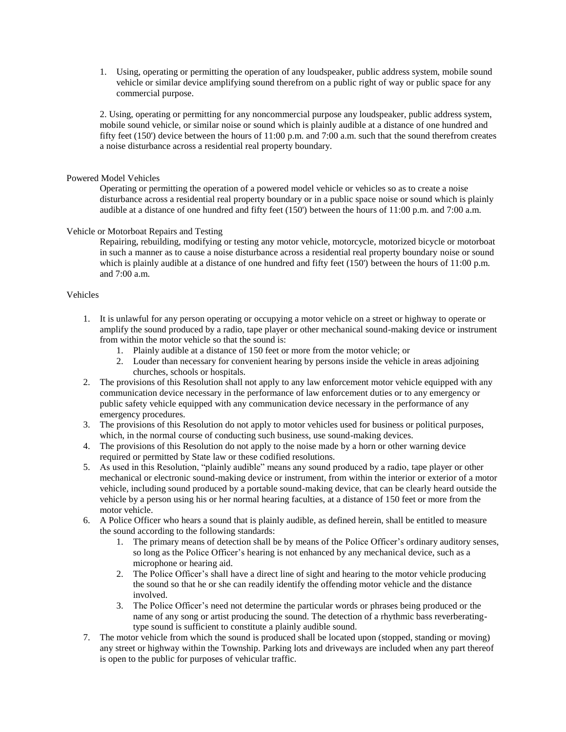1. Using, operating or permitting the operation of any loudspeaker, public address system, mobile sound vehicle or similar device amplifying sound therefrom on a public right of way or public space for any commercial purpose.

2. Using, operating or permitting for any noncommercial purpose any loudspeaker, public address system, mobile sound vehicle, or similar noise or sound which is plainly audible at a distance of one hundred and fifty feet (150') device between the hours of 11:00 p.m. and 7:00 a.m. such that the sound therefrom creates a noise disturbance across a residential real property boundary.

Powered Model Vehicles

Operating or permitting the operation of a powered model vehicle or vehicles so as to create a noise disturbance across a residential real property boundary or in a public space noise or sound which is plainly audible at a distance of one hundred and fifty feet (150') between the hours of 11:00 p.m. and 7:00 a.m.

Vehicle or Motorboat Repairs and Testing

Repairing, rebuilding, modifying or testing any motor vehicle, motorcycle, motorized bicycle or motorboat in such a manner as to cause a noise disturbance across a residential real property boundary noise or sound which is plainly audible at a distance of one hundred and fifty feet (150') between the hours of 11:00 p.m. and 7:00 a.m.

Vehicles

1. It is unlawful for any person operating or occupying a motor vehicle on a street or highway to operate or amplify the sound produced by a radio, tape player or other mechanical sound-making device or instrument from within the motor vehicle so that the sound is:
    1. Plainly audible at a distance of 150 feet or more from the motor vehicle; or
    2. Louder than necessary for convenient hearing by persons inside the vehicle in areas adjoining churches, schools or hospitals.
2. The provisions of this Resolution shall not apply to any law enforcement motor vehicle equipped with any communication device necessary in the performance of law enforcement duties or to any emergency or public safety vehicle equipped with any communication device necessary in the performance of any emergency procedures.
3. The provisions of this Resolution do not apply to motor vehicles used for business or political purposes, which, in the normal course of conducting such business, use sound-making devices.
4. The provisions of this Resolution do not apply to the noise made by a horn or other warning device required or permitted by State law or these codified resolutions.
5. As used in this Resolution, "plainly audible" means any sound produced by a radio, tape player or other mechanical or electronic sound-making device or instrument, from within the interior or exterior of a motor vehicle, including sound produced by a portable sound-making device, that can be clearly heard outside the vehicle by a person using his or her normal hearing faculties, at a distance of 150 feet or more from the motor vehicle.
6. A Police Officer who hears a sound that is plainly audible, as defined herein, shall be entitled to measure the sound according to the following standards:
    1. The primary means of detection shall be by means of the Police Officer's ordinary auditory senses, so long as the Police Officer's hearing is not enhanced by any mechanical device, such as a microphone or hearing aid.
    2. The Police Officer's shall have a direct line of sight and hearing to the motor vehicle producing the sound so that he or she can readily identify the offending motor vehicle and the distance involved.
    3. The Police Officer's need not determine the particular words or phrases being produced or the name of any song or artist producing the sound. The detection of a rhythmic bass reverberating-type sound is sufficient to constitute a plainly audible sound.
7. The motor vehicle from which the sound is produced shall be located upon (stopped, standing or moving) any street or highway within the Township. Parking lots and driveways are included when any part thereof is open to the public for purposes of vehicular traffic.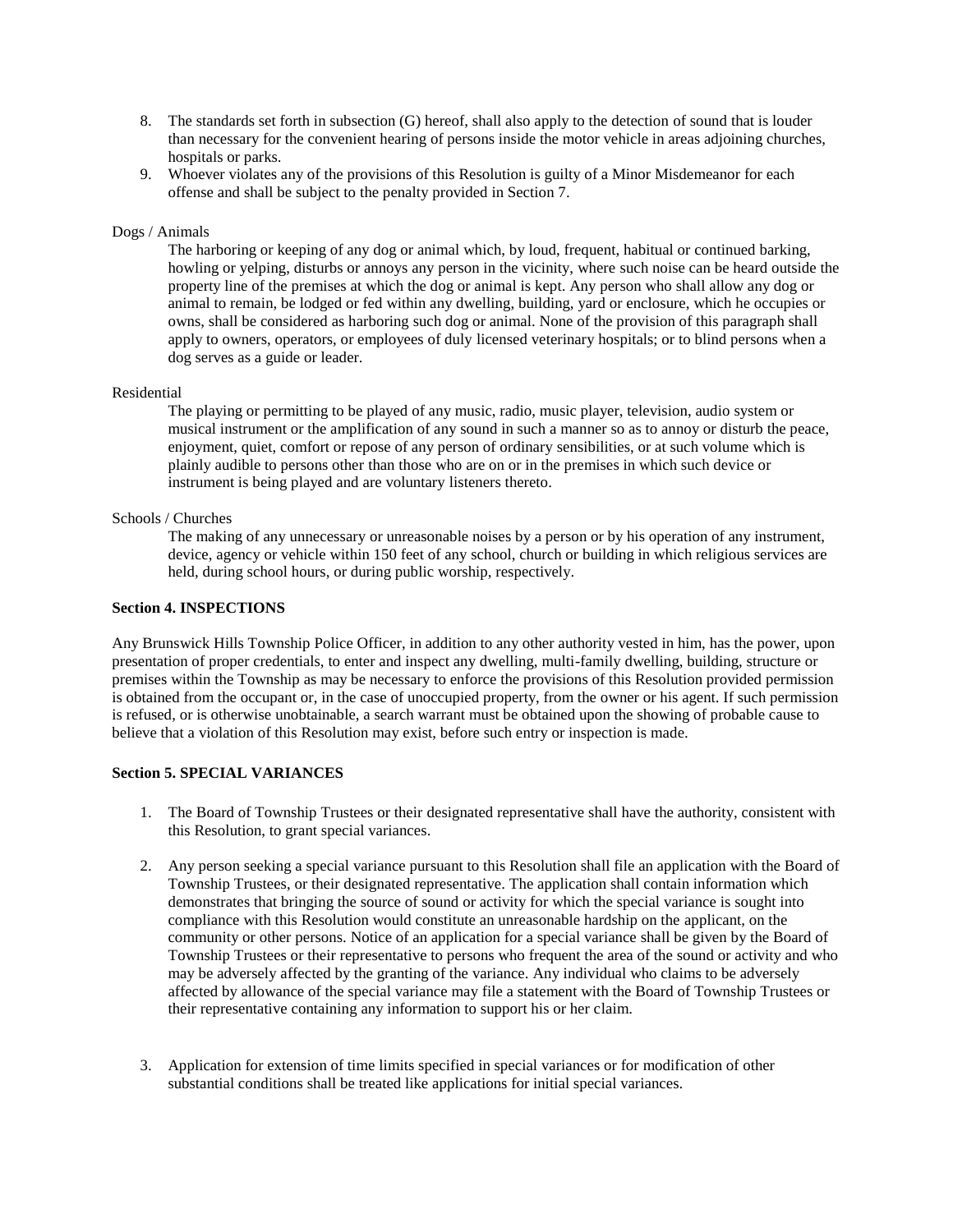8. The standards set forth in subsection (G) hereof, shall also apply to the detection of sound that is louder than necessary for the convenient hearing of persons inside the motor vehicle in areas adjoining churches, hospitals or parks.
9. Whoever violates any of the provisions of this Resolution is guilty of a Minor Misdemeanor for each offense and shall be subject to the penalty provided in Section 7.

Dogs / Animals

The harboring or keeping of any dog or animal which, by loud, frequent, habitual or continued barking, howling or yelping, disturbs or annoys any person in the vicinity, where such noise can be heard outside the property line of the premises at which the dog or animal is kept. Any person who shall allow any dog or animal to remain, be lodged or fed within any dwelling, building, yard or enclosure, which he occupies or owns, shall be considered as harboring such dog or animal. None of the provision of this paragraph shall apply to owners, operators, or employees of duly licensed veterinary hospitals; or to blind persons when a dog serves as a guide or leader.

Residential

The playing or permitting to be played of any music, radio, music player, television, audio system or musical instrument or the amplification of any sound in such a manner so as to annoy or disturb the peace, enjoyment, quiet, comfort or repose of any person of ordinary sensibilities, or at such volume which is plainly audible to persons other than those who are on or in the premises in which such device or instrument is being played and are voluntary listeners thereto.

Schools / Churches

The making of any unnecessary or unreasonable noises by a person or by his operation of any instrument, device, agency or vehicle within 150 feet of any school, church or building in which religious services are held, during school hours, or during public worship, respectively.

**Section 4. INSPECTIONS**

Any Brunswick Hills Township Police Officer, in addition to any other authority vested in him, has the power, upon presentation of proper credentials, to enter and inspect any dwelling, multi-family dwelling, building, structure or premises within the Township as may be necessary to enforce the provisions of this Resolution provided permission is obtained from the occupant or, in the case of unoccupied property, from the owner or his agent. If such permission is refused, or is otherwise unobtainable, a search warrant must be obtained upon the showing of probable cause to believe that a violation of this Resolution may exist, before such entry or inspection is made.

**Section 5. SPECIAL VARIANCES**

1. The Board of Township Trustees or their designated representative shall have the authority, consistent with this Resolution, to grant special variances.

2. Any person seeking a special variance pursuant to this Resolution shall file an application with the Board of Township Trustees, or their designated representative. The application shall contain information which demonstrates that bringing the source of sound or activity for which the special variance is sought into compliance with this Resolution would constitute an unreasonable hardship on the applicant, on the community or other persons. Notice of an application for a special variance shall be given by the Board of Township Trustees or their representative to persons who frequent the area of the sound or activity and who may be adversely affected by the granting of the variance. Any individual who claims to be adversely affected by allowance of the special variance may file a statement with the Board of Township Trustees or their representative containing any information to support his or her claim.

3. Application for extension of time limits specified in special variances or for modification of other substantial conditions shall be treated like applications for initial special variances.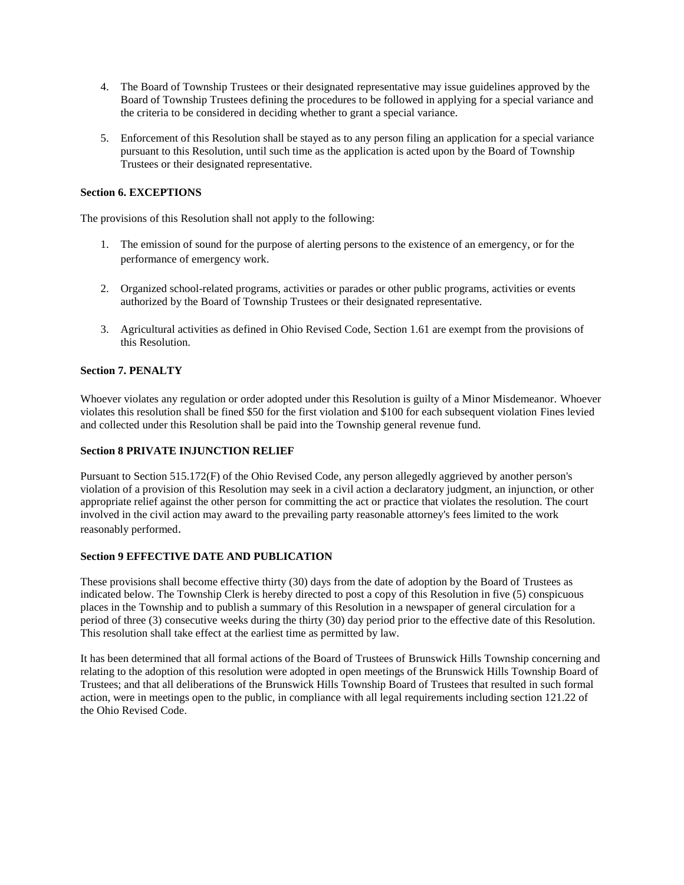4. The Board of Township Trustees or their designated representative may issue guidelines approved by the Board of Township Trustees defining the procedures to be followed in applying for a special variance and the criteria to be considered in deciding whether to grant a special variance.

5. Enforcement of this Resolution shall be stayed as to any person filing an application for a special variance pursuant to this Resolution, until such time as the application is acted upon by the Board of Township Trustees or their designated representative.

**Section 6. EXCEPTIONS**

The provisions of this Resolution shall not apply to the following:

1. The emission of sound for the purpose of alerting persons to the existence of an emergency, or for the performance of emergency work.

2. Organized school-related programs, activities or parades or other public programs, activities or events authorized by the Board of Township Trustees or their designated representative.

3. Agricultural activities as defined in Ohio Revised Code, Section 1.61 are exempt from the provisions of this Resolution.

**Section 7. PENALTY**

Whoever violates any regulation or order adopted under this Resolution is guilty of a Minor Misdemeanor. Whoever violates this resolution shall be fined $50 for the first violation and $100 for each subsequent violation Fines levied and collected under this Resolution shall be paid into the Township general revenue fund.

**Section 8 PRIVATE INJUNCTION RELIEF**

Pursuant to Section 515.172(F) of the Ohio Revised Code, any person allegedly aggrieved by another person's violation of a provision of this Resolution may seek in a civil action a declaratory judgment, an injunction, or other appropriate relief against the other person for committing the act or practice that violates the resolution. The court involved in the civil action may award to the prevailing party reasonable attorney's fees limited to the work reasonably performed.

**Section 9 EFFECTIVE DATE AND PUBLICATION**

These provisions shall become effective thirty (30) days from the date of adoption by the Board of Trustees as indicated below. The Township Clerk is hereby directed to post a copy of this Resolution in five (5) conspicuous places in the Township and to publish a summary of this Resolution in a newspaper of general circulation for a period of three (3) consecutive weeks during the thirty (30) day period prior to the effective date of this Resolution. This resolution shall take effect at the earliest time as permitted by law.

It has been determined that all formal actions of the Board of Trustees of Brunswick Hills Township concerning and relating to the adoption of this resolution were adopted in open meetings of the Brunswick Hills Township Board of Trustees; and that all deliberations of the Brunswick Hills Township Board of Trustees that resulted in such formal action, were in meetings open to the public, in compliance with all legal requirements including section 121.22 of the Ohio Revised Code.